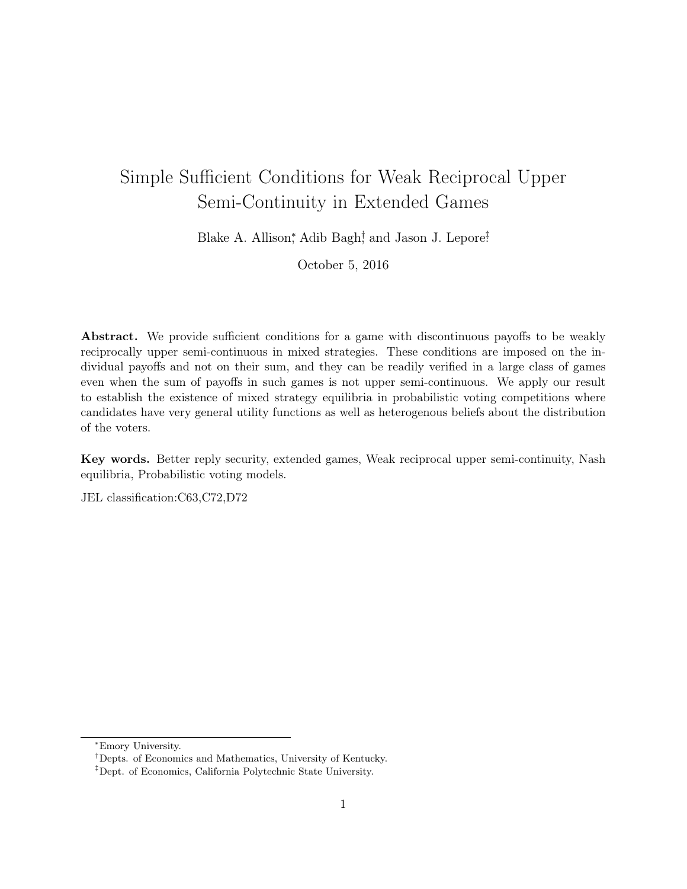# Simple Sufficient Conditions for Weak Reciprocal Upper Semi-Continuity in Extended Games

Blake A. Allison[*], Adib Bagh[†], and Jason J. Lepore[‡]

October 5, 2016

**Abstract.** We provide sufficient conditions for a game with discontinuous payoffs to be weakly reciprocally upper semi-continuous in mixed strategies. These conditions are imposed on the individual payoffs and not on their sum, and they can be readily verified in a large class of games even when the sum of payoffs in such games is not upper semi-continuous. We apply our result to establish the existence of mixed strategy equilibria in probabilistic voting competitions where candidates have very general utility functions as well as heterogenous beliefs about the distribution of the voters.

**Key words.** Better reply security, extended games, Weak reciprocal upper semi-continuity, Nash equilibria, Probabilistic voting models.

JEL classification:C63,C72,D72

---

[*] Emory University.

[†] Depts. of Economics and Mathematics, University of Kentucky.

[‡] Dept. of Economics, California Polytechnic State University.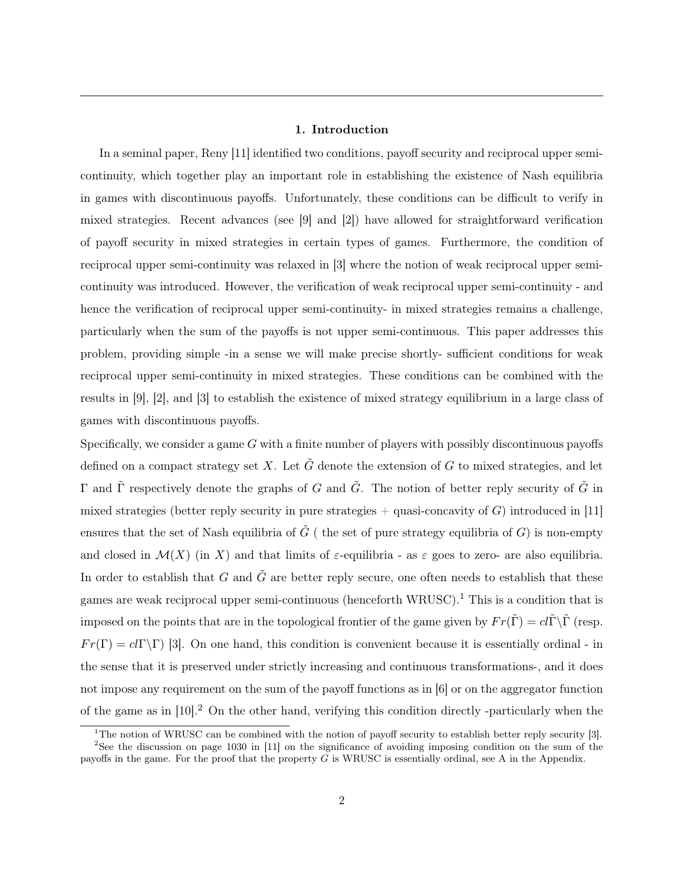## 1. Introduction

In a seminal paper, Reny [11] identified two conditions, payoff security and reciprocal upper semi-continuity, which together play an important role in establishing the existence of Nash equilibria in games with discontinuous payoffs. Unfortunately, these conditions can be difficult to verify in mixed strategies. Recent advances (see [9] and [2]) have allowed for straightforward verification of payoff security in mixed strategies in certain types of games. Furthermore, the condition of reciprocal upper semi-continuity was relaxed in [3] where the notion of weak reciprocal upper semi-continuity was introduced. However, the verification of weak reciprocal upper semi-continuity - and hence the verification of reciprocal upper semi-continuity- in mixed strategies remains a challenge, particularly when the sum of the payoffs is not upper semi-continuous. This paper addresses this problem, providing simple -in a sense we will make precise shortly- sufficient conditions for weak reciprocal upper semi-continuity in mixed strategies. These conditions can be combined with the results in [9], [2], and [3] to establish the existence of mixed strategy equilibrium in a large class of games with discontinuous payoffs.

Specifically, we consider a game $G$ with a finite number of players with possibly discontinuous payoffs defined on a compact strategy set $X$. Let $\tilde{G}$ denote the extension of $G$ to mixed strategies, and let $\Gamma$ and $\tilde{\Gamma}$ respectively denote the graphs of $G$ and $\tilde{G}$. The notion of better reply security of $\tilde{G}$ in mixed strategies (better reply security in pure strategies + quasi-concavity of $G$) introduced in [11] ensures that the set of Nash equilibria of $\tilde{G}$ ( the set of pure strategy equilibria of $G$) is non-empty and closed in $\mathcal{M}(X)$ (in $X$) and that limits of $\varepsilon$-equilibria - as $\varepsilon$ goes to zero- are also equilibria. In order to establish that $G$ and $\tilde{G}$ are better reply secure, one often needs to establish that these games are weak reciprocal upper semi-continuous (henceforth WRUSC).[1] This is a condition that is imposed on the points that are in the topological frontier of the game given by $Fr(\tilde{\Gamma}) = cl\tilde{\Gamma}\backslash\tilde{\Gamma}$ (resp. $Fr(\Gamma) = cl\Gamma\backslash\Gamma$) [3]. On one hand, this condition is convenient because it is essentially ordinal - in the sense that it is preserved under strictly increasing and continuous transformations-, and it does not impose any requirement on the sum of the payoff functions as in [6] or on the aggregator function of the game as in [10].[2] On the other hand, verifying this condition directly -particularly when the

[1] The notion of WRUSC can be combined with the notion of payoff security to establish better reply security [3].

[2] See the discussion on page 1030 in [11] on the significance of avoiding imposing condition on the sum of the payoffs in the game. For the proof that the property $G$ is WRUSC is essentially ordinal, see A in the Appendix.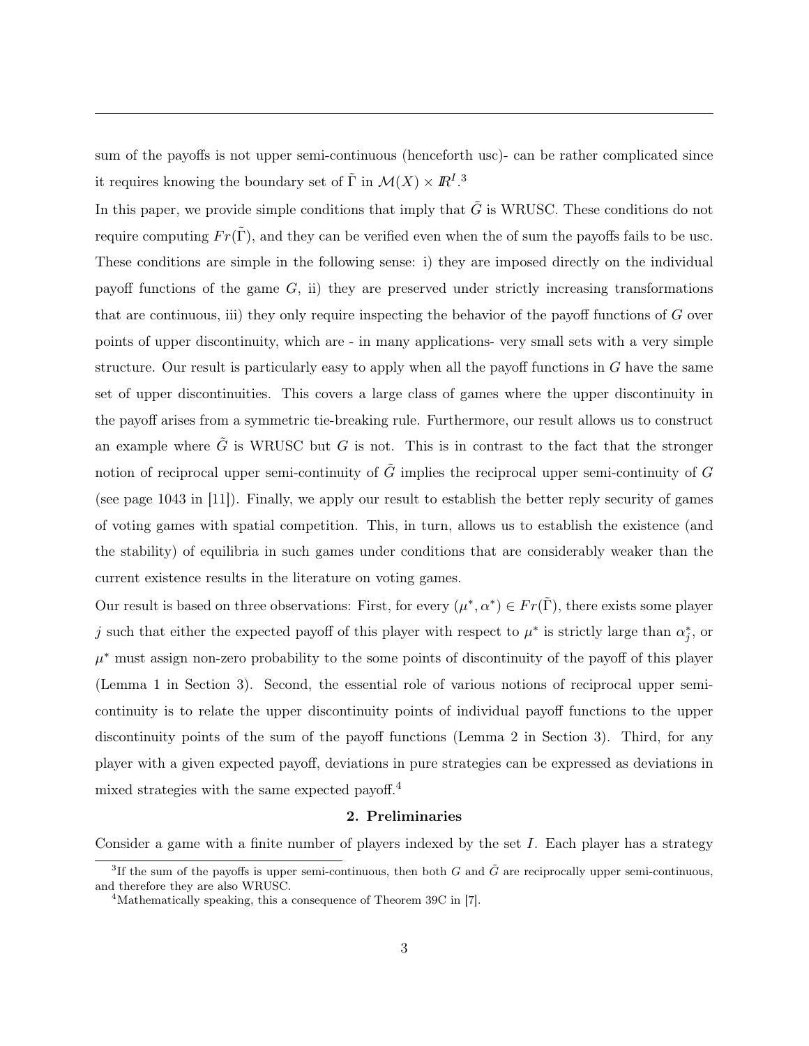sum of the payoffs is not upper semi-continuous (henceforth usc)- can be rather complicated since it requires knowing the boundary set of $\tilde{\Gamma}$ in $\mathcal{M}(X) \times I\!R^I$.[3]

In this paper, we provide simple conditions that imply that $\tilde{G}$ is WRUSC. These conditions do not require computing $Fr(\tilde{\Gamma})$, and they can be verified even when the of sum the payoffs fails to be usc. These conditions are simple in the following sense: i) they are imposed directly on the individual payoff functions of the game $G$, ii) they are preserved under strictly increasing transformations that are continuous, iii) they only require inspecting the behavior of the payoff functions of $G$ over points of upper discontinuity, which are - in many applications- very small sets with a very simple structure. Our result is particularly easy to apply when all the payoff functions in $G$ have the same set of upper discontinuities. This covers a large class of games where the upper discontinuity in the payoff arises from a symmetric tie-breaking rule. Furthermore, our result allows us to construct an example where $\tilde{G}$ is WRUSC but $G$ is not. This is in contrast to the fact that the stronger notion of reciprocal upper semi-continuity of $\tilde{G}$ implies the reciprocal upper semi-continuity of $G$ (see page 1043 in [11]). Finally, we apply our result to establish the better reply security of games of voting games with spatial competition. This, in turn, allows us to establish the existence (and the stability) of equilibria in such games under conditions that are considerably weaker than the current existence results in the literature on voting games.

Our result is based on three observations: First, for every $(\mu^*, \alpha^*) \in Fr(\tilde{\Gamma})$, there exists some player $j$ such that either the expected payoff of this player with respect to $\mu^*$ is strictly large than $\alpha_j^*$, or $\mu^*$ must assign non-zero probability to the some points of discontinuity of the payoff of this player (Lemma 1 in Section 3). Second, the essential role of various notions of reciprocal upper semi-continuity is to relate the upper discontinuity points of individual payoff functions to the upper discontinuity points of the sum of the payoff functions (Lemma 2 in Section 3). Third, for any player with a given expected payoff, deviations in pure strategies can be expressed as deviations in mixed strategies with the same expected payoff.[4]

## 2. Preliminaries

Consider a game with a finite number of players indexed by the set $I$. Each player has a strategy

[3]If the sum of the payoffs is upper semi-continuous, then both $G$ and $\tilde{G}$ are reciprocally upper semi-continuous, and therefore they are also WRUSC.

[4]Mathematically speaking, this a consequence of Theorem 39C in [7].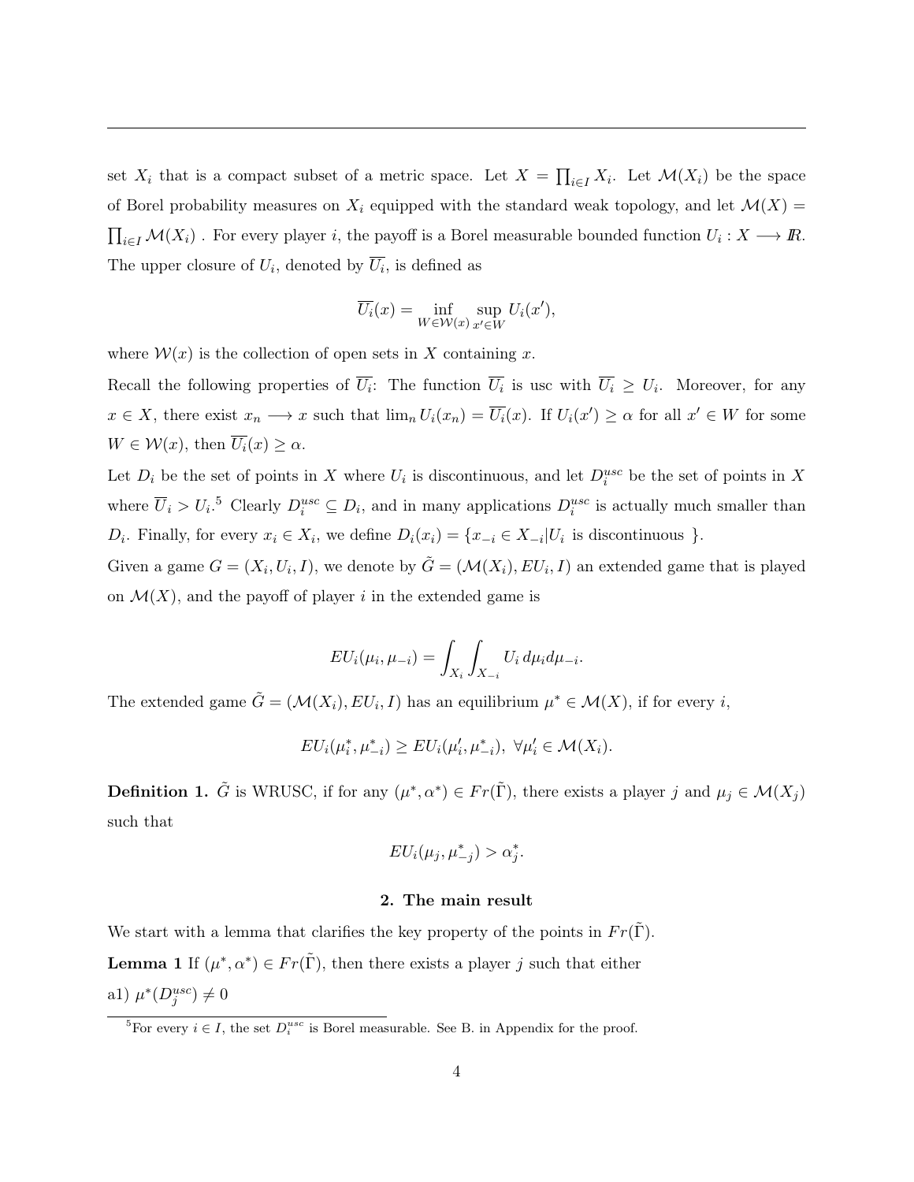set $X_i$ that is a compact subset of a metric space. Let $X = \prod_{i \in I} X_i$. Let $\mathcal{M}(X_i)$ be the space of Borel probability measures on $X_i$ equipped with the standard weak topology, and let $\mathcal{M}(X) = \prod_{i \in I} \mathcal{M}(X_i)$ . For every player $i$, the payoff is a Borel measurable bounded function $U_i : X \longrightarrow I\!R$. The upper closure of $U_i$, denoted by $\overline{U_i}$, is defined as

$$\overline{U_i}(x) = \inf_{W \in \mathcal{W}(x)} \sup_{x' \in W} U_i(x'),$$

where $\mathcal{W}(x)$ is the collection of open sets in $X$ containing $x$.

Recall the following properties of $\overline{U_i}$: The function $\overline{U_i}$ is usc with $\overline{U_i} \geq U_i$. Moreover, for any $x \in X$, there exist $x_n \longrightarrow x$ such that $\lim_n U_i(x_n) = \overline{U_i}(x)$. If $U_i(x') \geq \alpha$ for all $x' \in W$ for some $W \in \mathcal{W}(x)$, then $\overline{U_i}(x) \geq \alpha$.

Let $D_i$ be the set of points in $X$ where $U_i$ is discontinuous, and let $D_i^{usc}$ be the set of points in $X$ where $\overline{U}_i > U_i$.[5] Clearly $D_i^{usc} \subseteq D_i$, and in many applications $D_i^{usc}$ is actually much smaller than $D_i$. Finally, for every $x_i \in X_i$, we define $D_i(x_i) = \{x_{-i} \in X_{-i} | U_i \text{ is discontinuous } \}$.

Given a game $G = (X_i, U_i, I)$, we denote by $\tilde{G} = (\mathcal{M}(X_i), EU_i, I)$ an extended game that is played on $\mathcal{M}(X)$, and the payoff of player $i$ in the extended game is

$$EU_i(\mu_i, \mu_{-i}) = \int_{X_i} \int_{X_{-i}} U_i \, d\mu_i d\mu_{-i}.$$

The extended game $\tilde{G} = (\mathcal{M}(X_i), EU_i, I)$ has an equilibrium $\mu^* \in \mathcal{M}(X)$, if for every $i$,

$$EU_i(\mu_i^*, \mu_{-i}^*) \geq EU_i(\mu_i', \mu_{-i}^*), \ \forall \mu_i' \in \mathcal{M}(X_i).$$

**Definition 1.** $\tilde{G}$ is WRUSC, if for any $(\mu^*, \alpha^*) \in Fr(\tilde{\Gamma})$, there exists a player $j$ and $\mu_j \in \mathcal{M}(X_j)$ such that

$$EU_i(\mu_j, \mu_{-j}^*) > \alpha_j^*.$$

## 2. The main result

We start with a lemma that clarifies the key property of the points in $Fr(\tilde{\Gamma})$.

**Lemma 1** If $(\mu^*, \alpha^*) \in Fr(\tilde{\Gamma})$, then there exists a player $j$ such that either

a1) $\mu^*(D_j^{usc}) \neq 0$

[5] For every $i \in I$, the set $D_i^{usc}$ is Borel measurable. See B. in Appendix for the proof.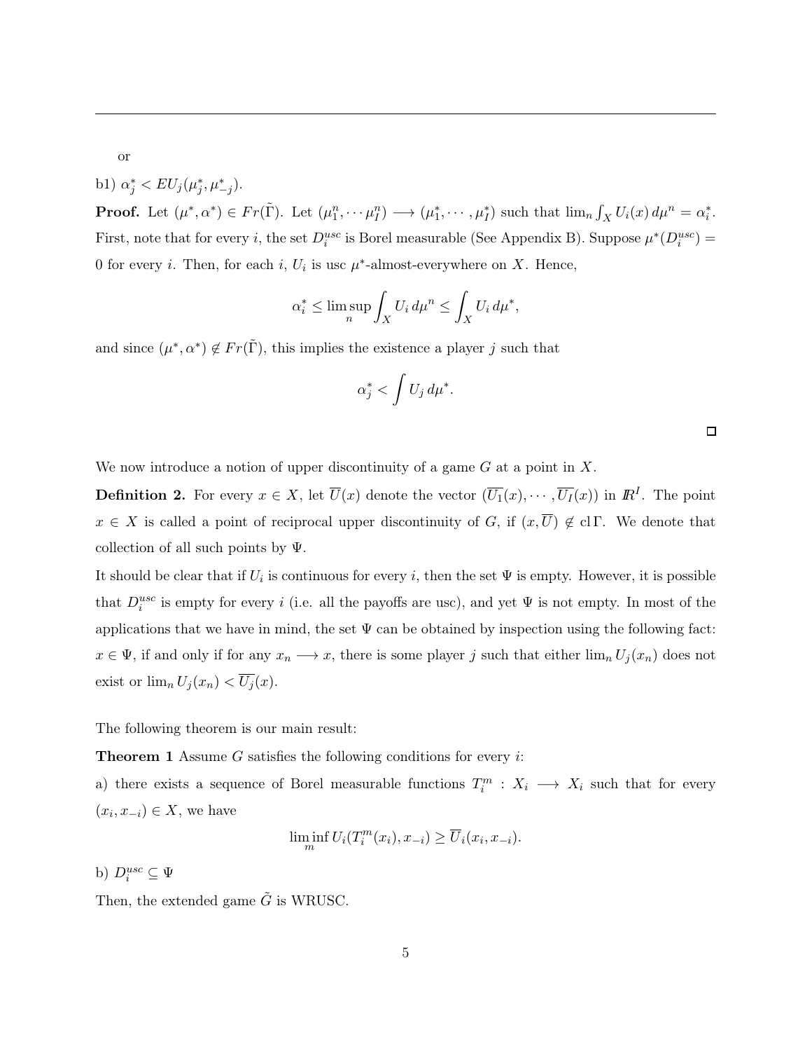or

b1) $\alpha_j^* < EU_j(\mu_j^*, \mu_{-j}^*)$.

**Proof.** Let $(\mu^*, \alpha^*) \in Fr(\tilde{\Gamma})$. Let $(\mu_1^n, \cdots \mu_I^n) \longrightarrow (\mu_1^*, \cdots, \mu_I^*)$ such that $\lim_n \int_X U_i(x)\, d\mu^n = \alpha_i^*$. First, note that for every $i$, the set $D_i^{usc}$ is Borel measurable (See Appendix B). Suppose $\mu^*(D_i^{usc}) = 0$ for every $i$. Then, for each $i$, $U_i$ is usc $\mu^*$-almost-everywhere on $X$. Hence,

$$\alpha_i^* \leq \limsup_n \int_X U_i\, d\mu^n \leq \int_X U_i\, d\mu^*,$$

and since $(\mu^*, \alpha^*) \notin Fr(\tilde{\Gamma})$, this implies the existence a player $j$ such that

$$\alpha_j^* < \int U_j\, d\mu^*.$$

□

We now introduce a notion of upper discontinuity of a game $G$ at a point in $X$.

**Definition 2.** For every $x \in X$, let $\overline{U}(x)$ denote the vector $(\overline{U_1}(x), \cdots, \overline{U_I}(x))$ in $\mathbb{R}^I$. The point $x \in X$ is called a point of reciprocal upper discontinuity of $G$, if $(x, \overline{U}) \notin \mathrm{cl}\,\Gamma$. We denote that collection of all such points by $\Psi$.

It should be clear that if $U_i$ is continuous for every $i$, then the set $\Psi$ is empty. However, it is possible that $D_i^{usc}$ is empty for every $i$ (i.e. all the payoffs are usc), and yet $\Psi$ is not empty. In most of the applications that we have in mind, the set $\Psi$ can be obtained by inspection using the following fact: $x \in \Psi$, if and only if for any $x_n \longrightarrow x$, there is some player $j$ such that either $\lim_n U_j(x_n)$ does not exist or $\lim_n U_j(x_n) < \overline{U_j}(x)$.

The following theorem is our main result:

**Theorem 1** Assume $G$ satisfies the following conditions for every $i$:

a) there exists a sequence of Borel measurable functions $T_i^m : X_i \longrightarrow X_i$ such that for every $(x_i, x_{-i}) \in X$, we have

$$\liminf_m U_i(T_i^m(x_i), x_{-i}) \geq \overline{U}_i(x_i, x_{-i}).$$

b) $D_i^{usc} \subseteq \Psi$

Then, the extended game $\tilde{G}$ is WRUSC.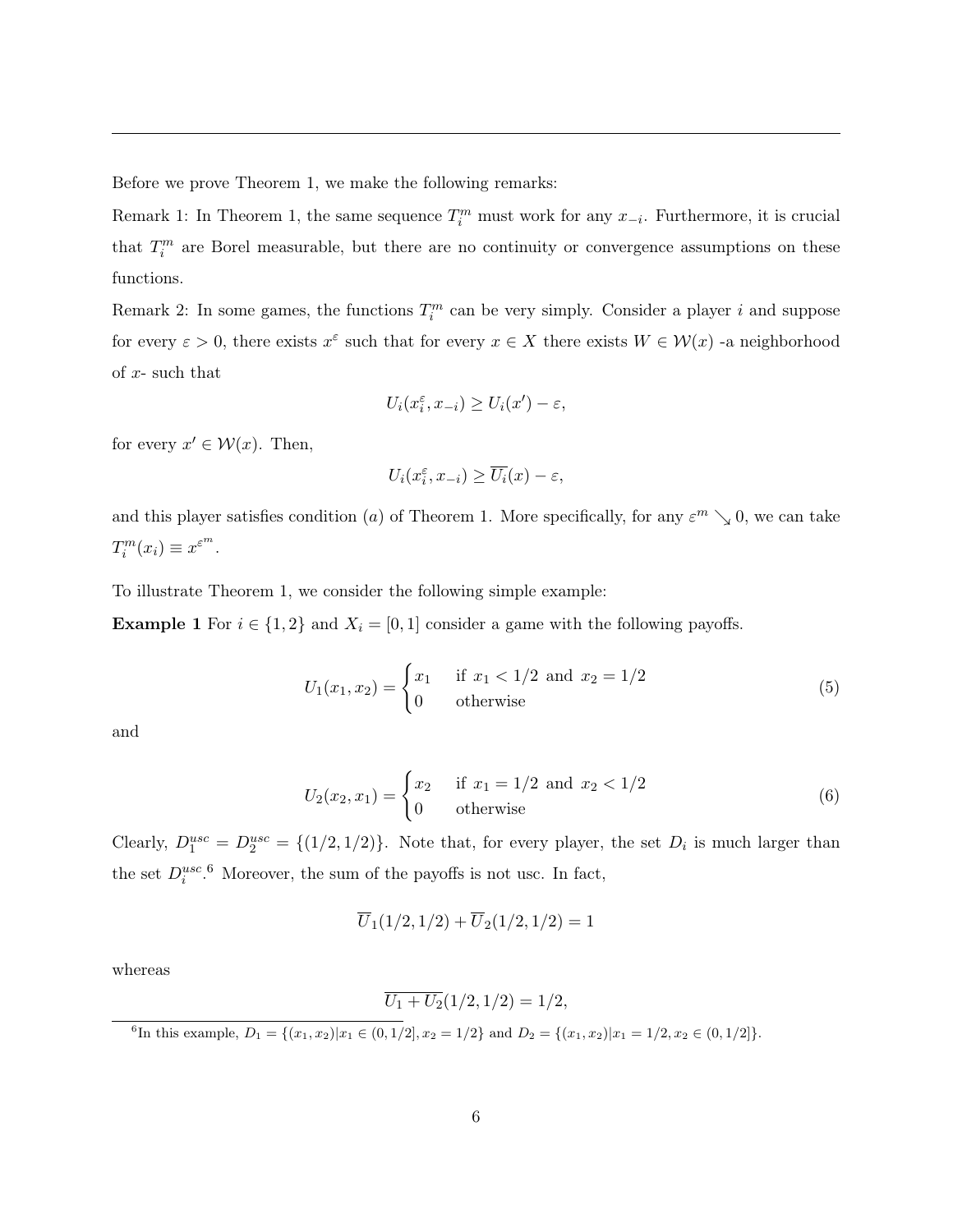Before we prove Theorem 1, we make the following remarks:

Remark 1: In Theorem 1, the same sequence $T_i^m$ must work for any $x_{-i}$. Furthermore, it is crucial that $T_i^m$ are Borel measurable, but there are no continuity or convergence assumptions on these functions.

Remark 2: In some games, the functions $T_i^m$ can be very simply. Consider a player $i$ and suppose for every $\varepsilon > 0$, there exists $x^\varepsilon$ such that for every $x \in X$ there exists $W \in \mathcal{W}(x)$ -a neighborhood of $x$- such that

$$U_i(x_i^\varepsilon, x_{-i}) \geq U_i(x') - \varepsilon,$$

for every $x' \in \mathcal{W}(x)$. Then,

$$U_i(x_i^\varepsilon, x_{-i}) \geq \overline{U_i}(x) - \varepsilon,$$

and this player satisfies condition $(a)$ of Theorem 1. More specifically, for any $\varepsilon^m \searrow 0$, we can take $T_i^m(x_i) \equiv x^{\varepsilon^m}$.

To illustrate Theorem 1, we consider the following simple example:

**Example 1** For $i \in \{1, 2\}$ and $X_i = [0, 1]$ consider a game with the following payoffs.

$$U_1(x_1, x_2) = \begin{cases} x_1 & \text{if } x_1 < 1/2 \text{ and } x_2 = 1/2 \\ 0 & \text{otherwise} \end{cases} \tag{5}$$

and

$$U_2(x_2, x_1) = \begin{cases} x_2 & \text{if } x_1 = 1/2 \text{ and } x_2 < 1/2 \\ 0 & \text{otherwise} \end{cases} \tag{6}$$

Clearly, $D_1^{usc} = D_2^{usc} = \{(1/2, 1/2)\}$. Note that, for every player, the set $D_i$ is much larger than the set $D_i^{usc}$.[6] Moreover, the sum of the payoffs is not usc. In fact,

$$\overline{U}_1(1/2, 1/2) + \overline{U}_2(1/2, 1/2) = 1$$

whereas

$$\overline{U_1 + U_2}(1/2, 1/2) = 1/2,$$

[6] In this example, $D_1 = \{(x_1, x_2) | x_1 \in (0, 1/2], x_2 = 1/2\}$ and $D_2 = \{(x_1, x_2) | x_1 = 1/2, x_2 \in (0, 1/2]\}$.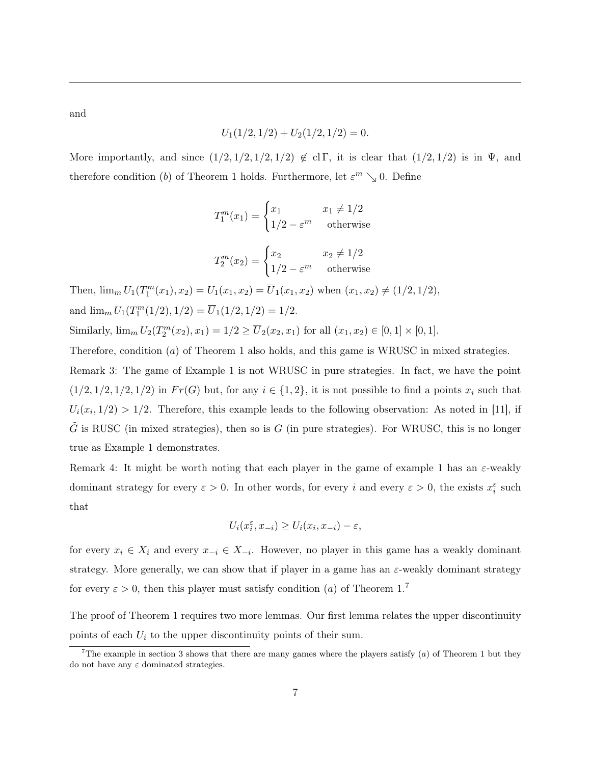and

$$U_1(1/2, 1/2) + U_2(1/2, 1/2) = 0.$$

More importantly, and since $(1/2, 1/2, 1/2, 1/2) \notin \text{cl}\,\Gamma$, it is clear that $(1/2, 1/2)$ is in $\Psi$, and therefore condition $(b)$ of Theorem 1 holds. Furthermore, let $\varepsilon^m \searrow 0$. Define

$$T_1^m(x_1) = \begin{cases} x_1 & x_1 \neq 1/2 \\ 1/2 - \varepsilon^m & \text{otherwise} \end{cases}$$

$$T_2^m(x_2) = \begin{cases} x_2 & x_2 \neq 1/2 \\ 1/2 - \varepsilon^m & \text{otherwise} \end{cases}$$

Then, $\lim_m U_1(T_1^m(x_1), x_2) = U_1(x_1, x_2) = \overline{U}_1(x_1, x_2)$ when $(x_1, x_2) \neq (1/2, 1/2)$, and $\lim_m U_1(T_1^m(1/2), 1/2) = \overline{U}_1(1/2, 1/2) = 1/2$.

Similarly, $\lim_m U_2(T_2^m(x_2), x_1) = 1/2 \geq \overline{U}_2(x_2, x_1)$ for all $(x_1, x_2) \in [0, 1] \times [0, 1]$.

Therefore, condition $(a)$ of Theorem 1 also holds, and this game is WRUSC in mixed strategies.

Remark 3: The game of Example 1 is not WRUSC in pure strategies. In fact, we have the point $(1/2, 1/2, 1/2, 1/2)$ in $Fr(G)$ but, for any $i \in \{1, 2\}$, it is not possible to find a points $x_i$ such that $U_i(x_i, 1/2) > 1/2$. Therefore, this example leads to the following observation: As noted in [11], if $\tilde{G}$ is RUSC (in mixed strategies), then so is $G$ (in pure strategies). For WRUSC, this is no longer true as Example 1 demonstrates.

Remark 4: It might be worth noting that each player in the game of example 1 has an $\varepsilon$-weakly dominant strategy for every $\varepsilon > 0$. In other words, for every $i$ and every $\varepsilon > 0$, the exists $x_i^\varepsilon$ such that

$$U_i(x_i^\varepsilon, x_{-i}) \geq U_i(x_i, x_{-i}) - \varepsilon,$$

for every $x_i \in X_i$ and every $x_{-i} \in X_{-i}$. However, no player in this game has a weakly dominant strategy. More generally, we can show that if player in a game has an $\varepsilon$-weakly dominant strategy for every $\varepsilon > 0$, then this player must satisfy condition $(a)$ of Theorem 1.[7]

The proof of Theorem 1 requires two more lemmas. Our first lemma relates the upper discontinuity points of each $U_i$ to the upper discontinuity points of their sum.

[7] The example in section 3 shows that there are many games where the players satisfy $(a)$ of Theorem 1 but they do not have any $\varepsilon$ dominated strategies.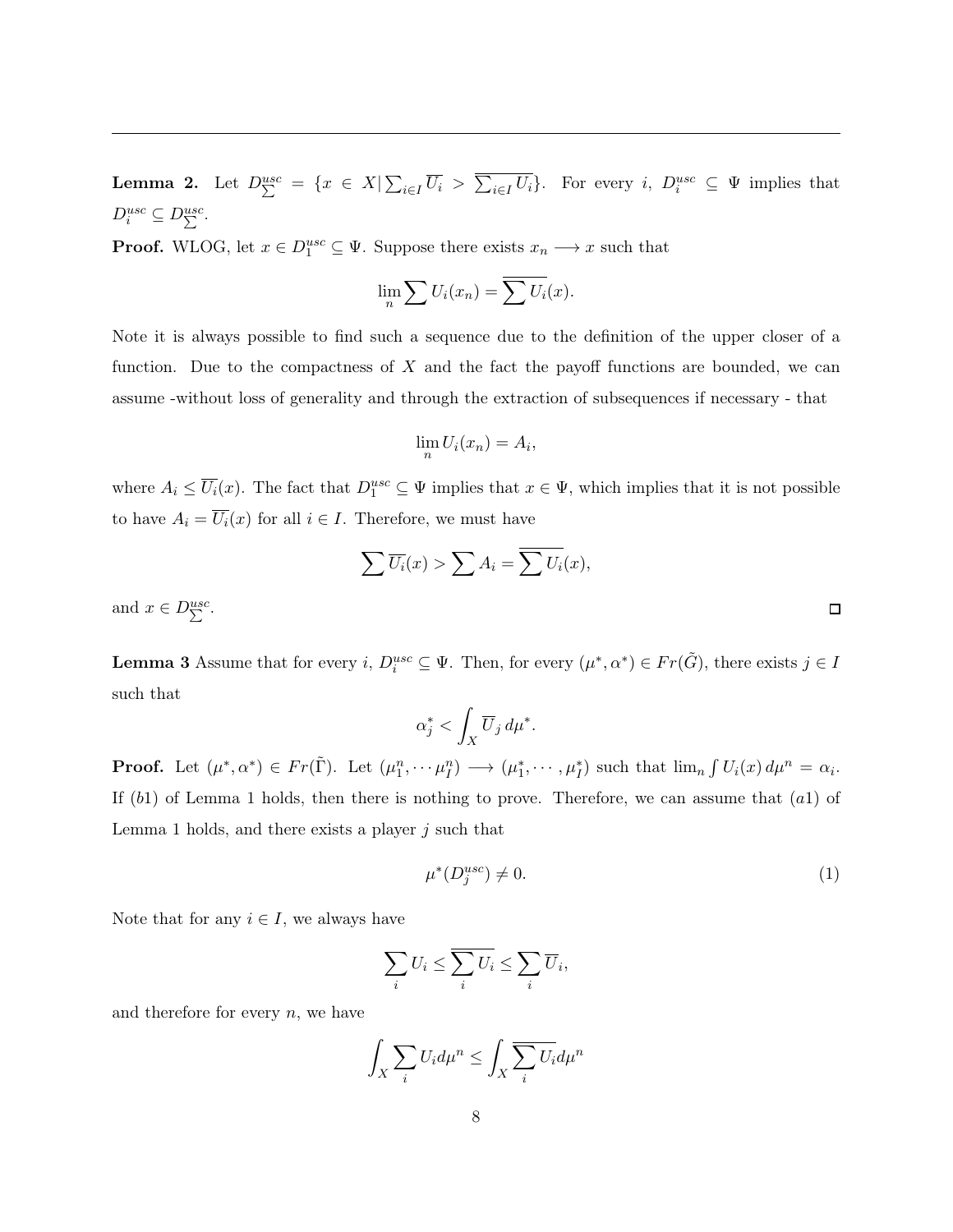**Lemma 2.** Let $D^{usc}_{\sum} = \{x \in X | \sum_{i\in I} \overline{U_i} > \overline{\sum_{i\in I} U_i}\}$. For every $i$, $D^{usc}_i \subseteq \Psi$ implies that $D^{usc}_i \subseteq D^{usc}_{\sum}$.

**Proof.** WLOG, let $x \in D^{usc}_1 \subseteq \Psi$. Suppose there exists $x_n \longrightarrow x$ such that

$$\lim_n \sum U_i(x_n) = \overline{\sum U_i}(x).$$

Note it is always possible to find such a sequence due to the definition of the upper closer of a function. Due to the compactness of $X$ and the fact the payoff functions are bounded, we can assume -without loss of generality and through the extraction of subsequences if necessary - that

$$\lim_n U_i(x_n) = A_i,$$

where $A_i \leq \overline{U_i}(x)$. The fact that $D^{usc}_1 \subseteq \Psi$ implies that $x \in \Psi$, which implies that it is not possible to have $A_i = \overline{U_i}(x)$ for all $i \in I$. Therefore, we must have

$$\sum \overline{U_i}(x) > \sum A_i = \overline{\sum U_i}(x),$$

and $x \in D^{usc}_{\sum}$. □

**Lemma 3** Assume that for every $i$, $D^{usc}_i \subseteq \Psi$. Then, for every $(\mu^*, \alpha^*) \in Fr(\tilde{G})$, there exists $j \in I$ such that

$$\alpha^*_j < \int_X \overline{U}_j \, d\mu^*.$$

**Proof.** Let $(\mu^*, \alpha^*) \in Fr(\tilde{\Gamma})$. Let $(\mu^n_1, \cdots \mu^n_I) \longrightarrow (\mu^*_1, \cdots, \mu^*_I)$ such that $\lim_n \int U_i(x)\, d\mu^n = \alpha_i$. If $(b1)$ of Lemma 1 holds, then there is nothing to prove. Therefore, we can assume that $(a1)$ of Lemma 1 holds, and there exists a player $j$ such that

$$\mu^*(D^{usc}_j) \neq 0. \tag{1}$$

Note that for any $i \in I$, we always have

$$\sum_i U_i \leq \overline{\sum_i U_i} \leq \sum_i \overline{U}_i,$$

and therefore for every $n$, we have

$$\int_X \sum_i U_i d\mu^n \leq \int_X \overline{\sum_i U_i} d\mu^n$$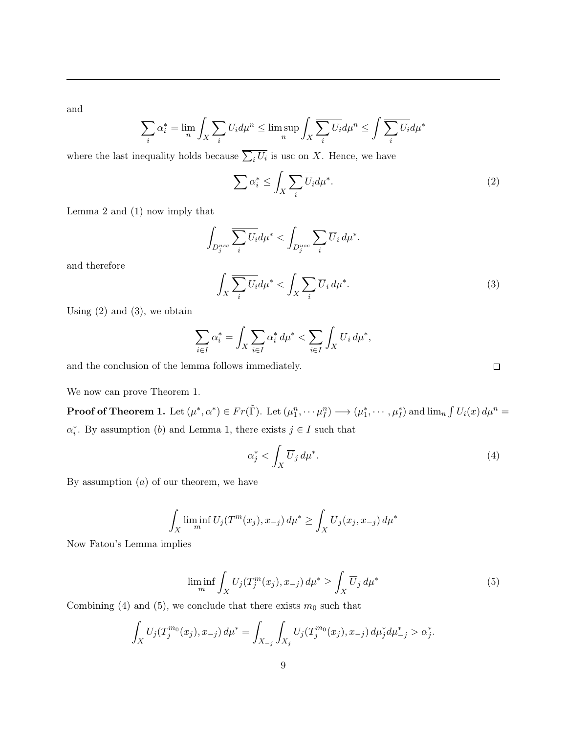and

$$\sum_i \alpha_i^* = \lim_n \int_X \sum_i U_i d\mu^n \leq \limsup_n \int_X \overline{\sum_i U_i} d\mu^n \leq \int \overline{\sum_i U_i} d\mu^*$$

where the last inequality holds because $\overline{\sum_i U_i}$ is usc on $X$. Hence, we have

$$\sum \alpha_i^* \leq \int_X \overline{\sum_i U_i} d\mu^*. \tag{2}$$

Lemma 2 and (1) now imply that

$$\int_{D_j^{usc}} \overline{\sum_i U_i} d\mu^* < \int_{D_j^{usc}} \sum_i \overline{U}_i \, d\mu^*.$$

and therefore

$$\int_X \overline{\sum_i U_i} d\mu^* < \int_X \sum_i \overline{U}_i \, d\mu^*. \tag{3}$$

Using (2) and (3), we obtain

$$\sum_{i \in I} \alpha_i^* = \int_X \sum_{i \in I} \alpha_i^* \, d\mu^* < \sum_{i \in I} \int_X \overline{U}_i \, d\mu^*,$$

and the conclusion of the lemma follows immediately. □

We now can prove Theorem 1.

**Proof of Theorem 1.** Let $(\mu^*, \alpha^*) \in Fr(\tilde{\Gamma})$. Let $(\mu_1^n, \cdots \mu_I^n) \longrightarrow (\mu_1^*, \cdots, \mu_I^*)$ and $\lim_n \int U_i(x) \, d\mu^n = \alpha_i^*$. By assumption $(b)$ and Lemma 1, there exists $j \in I$ such that

$$\alpha_j^* < \int_X \overline{U}_j \, d\mu^*. \tag{4}$$

By assumption $(a)$ of our theorem, we have

$$\int_X \liminf_m U_j(T^m(x_j), x_{-j}) \, d\mu^* \geq \int_X \overline{U}_j(x_j, x_{-j}) \, d\mu^*$$

Now Fatou's Lemma implies

$$\liminf_m \int_X U_j(T_j^m(x_j), x_{-j}) \, d\mu^* \geq \int_X \overline{U}_j \, d\mu^* \tag{5}$$

Combining (4) and (5), we conclude that there exists $m_0$ such that

$$\int_X U_j(T_j^{m_0}(x_j), x_{-j}) \, d\mu^* = \int_{X_{-j}} \int_{X_j} U_j(T_j^{m_0}(x_j), x_{-j}) \, d\mu_j^* d\mu_{-j}^* > \alpha_j^*.$$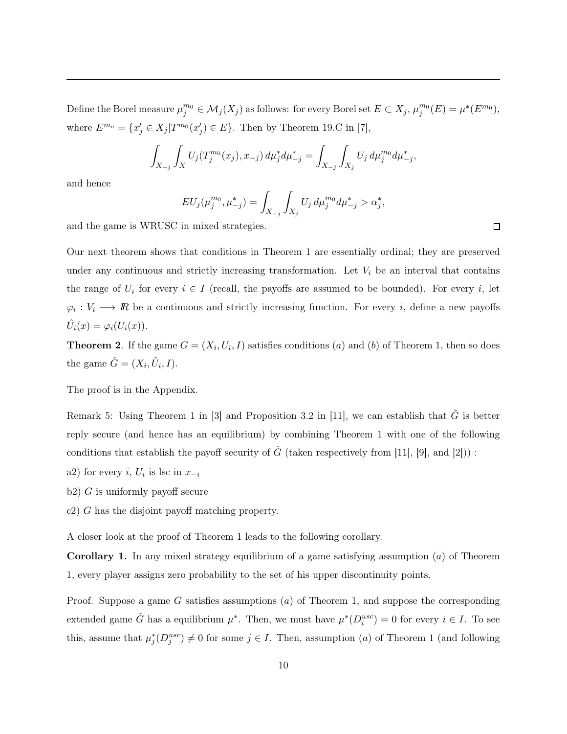Define the Borel measure $\mu_j^{m_0} \in \mathcal{M}_j(X_j)$ as follows: for every Borel set $E \subset X_j$, $\mu_j^{m_0}(E) = \mu^*(E^{m_0})$, where $E^{m_o} = \{x_j' \in X_j | T^{m_0}(x_j') \in E\}$. Then by Theorem 19.C in [7],

$$\int_{X_{-j}} \int_{X} U_j(T_j^{m_0}(x_j), x_{-j}) \, d\mu_j^* d\mu_{-j}^* = \int_{X_{-j}} \int_{X_j} U_j \, d\mu_j^{m_0} d\mu_{-j}^*,$$

and hence

$$EU_j(\mu_j^{m_0}, \mu_{-j}^*) = \int_{X_{-j}} \int_{X_j} U_j \, d\mu_j^{m_0} d\mu_{-j}^* > \alpha_j^*,$$

and the game is WRUSC in mixed strategies. □

Our next theorem shows that conditions in Theorem 1 are essentially ordinal; they are preserved under any continuous and strictly increasing transformation. Let $V_i$ be an interval that contains the range of $U_i$ for every $i \in I$ (recall, the payoffs are assumed to be bounded). For every $i$, let $\varphi_i : V_i \longrightarrow I\!R$ be a continuous and strictly increasing function. For every $i$, define a new payoffs $\hat{U}_i(x) = \varphi_i(U_i(x))$.

**Theorem 2**. If the game $G = (X_i, U_i, I)$ satisfies conditions $(a)$ and $(b)$ of Theorem 1, then so does the game $\hat{G} = (X_i, \hat{U}_i, I)$.

The proof is in the Appendix.

Remark 5: Using Theorem 1 in [3] and Proposition 3.2 in [11], we can establish that $\tilde{G}$ is better reply secure (and hence has an equilibrium) by combining Theorem 1 with one of the following conditions that establish the payoff security of $\tilde{G}$ (taken respectively from [11], [9], and [2])) :

a2) for every $i$, $U_i$ is lsc in $x_{-i}$

b2) $G$ is uniformly payoff secure

c2) $G$ has the disjoint payoff matching property.

A closer look at the proof of Theorem 1 leads to the following corollary.

**Corollary 1.** In any mixed strategy equilibrium of a game satisfying assumption $(a)$ of Theorem 1, every player assigns zero probability to the set of his upper discontinuity points.

Proof. Suppose a game $G$ satisfies assumptions $(a)$ of Theorem 1, and suppose the corresponding extended game $\tilde{G}$ has a equilibrium $\mu^*$. Then, we must have $\mu^*(D_i^{usc}) = 0$ for every $i \in I$. To see this, assume that $\mu_j^*(D_j^{usc}) \neq 0$ for some $j \in I$. Then, assumption $(a)$ of Theorem 1 (and following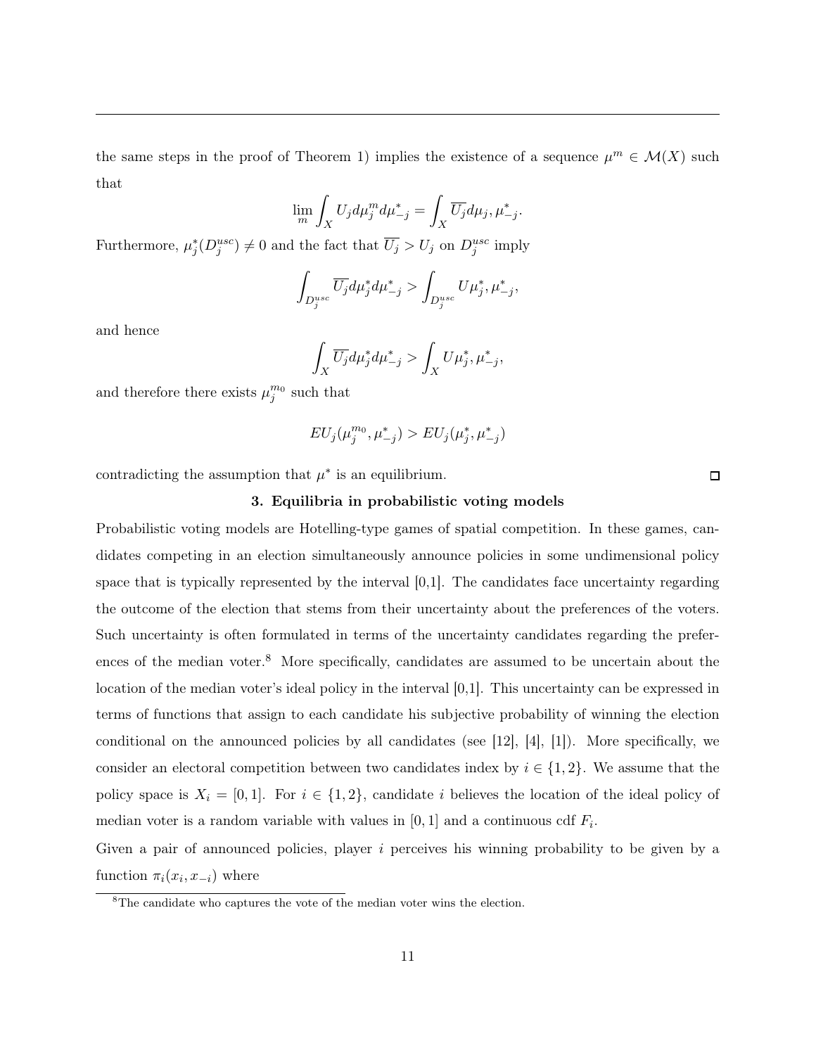the same steps in the proof of Theorem 1) implies the existence of a sequence $\mu^m \in \mathcal{M}(X)$ such that

$$\lim_m \int_X U_j d\mu_j^m d\mu_{-j}^* = \int_X \overline{U_j} d\mu_j, \mu_{-j}^*.$$

Furthermore, $\mu_j^*(D_j^{usc}) \neq 0$ and the fact that $\overline{U_j} > U_j$ on $D_j^{usc}$ imply

$$\int_{D_j^{usc}} \overline{U_j} d\mu_j^* d\mu_{-j}^* > \int_{D_j^{usc}} U \mu_j^*, \mu_{-j}^*,$$

and hence

$$\int_X \overline{U_j} d\mu_j^* d\mu_{-j}^* > \int_X U \mu_j^*, \mu_{-j}^*,$$

and therefore there exists $\mu_j^{m_0}$ such that

$$EU_j(\mu_j^{m_0}, \mu_{-j}^*) > EU_j(\mu_j^*, \mu_{-j}^*)$$

contradicting the assumption that $\mu^*$ is an equilibrium. □

### 3. Equilibria in probabilistic voting models

Probabilistic voting models are Hotelling-type games of spatial competition. In these games, candidates competing in an election simultaneously announce policies in some undimensional policy space that is typically represented by the interval [0,1]. The candidates face uncertainty regarding the outcome of the election that stems from their uncertainty about the preferences of the voters. Such uncertainty is often formulated in terms of the uncertainty candidates regarding the preferences of the median voter.[8] More specifically, candidates are assumed to be uncertain about the location of the median voter's ideal policy in the interval [0,1]. This uncertainty can be expressed in terms of functions that assign to each candidate his subjective probability of winning the election conditional on the announced policies by all candidates (see [12], [4], [1]). More specifically, we consider an electoral competition between two candidates index by $i \in \{1, 2\}$. We assume that the policy space is $X_i = [0, 1]$. For $i \in \{1, 2\}$, candidate $i$ believes the location of the ideal policy of median voter is a random variable with values in $[0, 1]$ and a continuous cdf $F_i$.

Given a pair of announced policies, player $i$ perceives his winning probability to be given by a function $\pi_i(x_i, x_{-i})$ where

[8] The candidate who captures the vote of the median voter wins the election.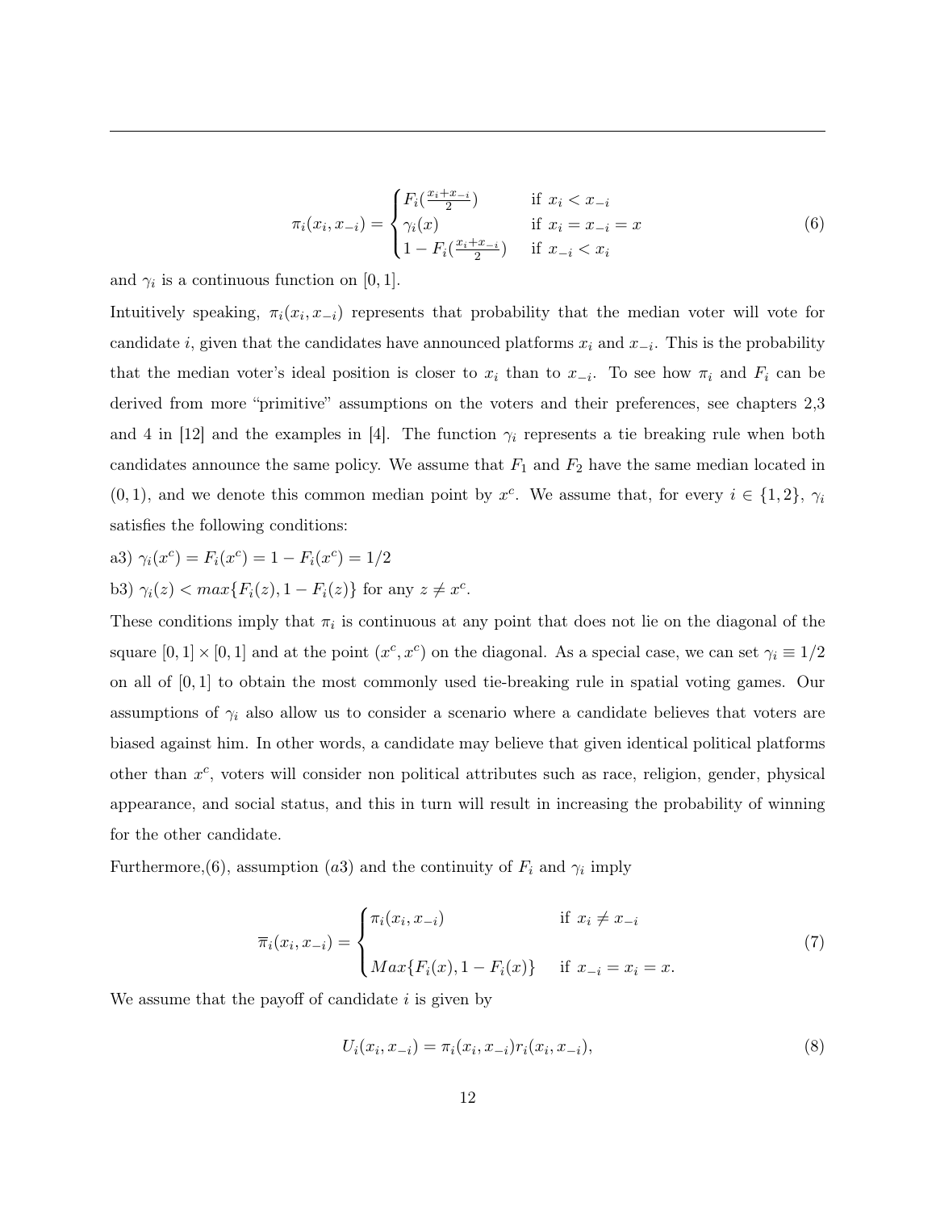$$
\pi_i(x_i, x_{-i}) = \begin{cases} F_i(\frac{x_i + x_{-i}}{2}) & \text{if } x_i < x_{-i} \\ \gamma_i(x) & \text{if } x_i = x_{-i} = x \\ 1 - F_i(\frac{x_i + x_{-i}}{2}) & \text{if } x_{-i} < x_i \end{cases} \tag{6}
$$

and $\gamma_i$ is a continuous function on $[0, 1]$.

Intuitively speaking, $\pi_i(x_i, x_{-i})$ represents that probability that the median voter will vote for candidate $i$, given that the candidates have announced platforms $x_i$ and $x_{-i}$. This is the probability that the median voter's ideal position is closer to $x_i$ than to $x_{-i}$. To see how $\pi_i$ and $F_i$ can be derived from more "primitive" assumptions on the voters and their preferences, see chapters 2,3 and 4 in [12] and the examples in [4]. The function $\gamma_i$ represents a tie breaking rule when both candidates announce the same policy. We assume that $F_1$ and $F_2$ have the same median located in $(0, 1)$, and we denote this common median point by $x^c$. We assume that, for every $i \in \{1, 2\}$, $\gamma_i$ satisfies the following conditions:

a3) $\gamma_i(x^c) = F_i(x^c) = 1 - F_i(x^c) = 1/2$

b3) $\gamma_i(z) < max\{F_i(z), 1 - F_i(z)\}$ for any $z \neq x^c$.

These conditions imply that $\pi_i$ is continuous at any point that does not lie on the diagonal of the square $[0, 1] \times [0, 1]$ and at the point $(x^c, x^c)$ on the diagonal. As a special case, we can set $\gamma_i \equiv 1/2$ on all of $[0, 1]$ to obtain the most commonly used tie-breaking rule in spatial voting games. Our assumptions of $\gamma_i$ also allow us to consider a scenario where a candidate believes that voters are biased against him. In other words, a candidate may believe that given identical political platforms other than $x^c$, voters will consider non political attributes such as race, religion, gender, physical appearance, and social status, and this in turn will result in increasing the probability of winning for the other candidate.

Furthermore,(6), assumption $(a3)$ and the continuity of $F_i$ and $\gamma_i$ imply

$$
\overline{\pi}_i(x_i, x_{-i}) = \begin{cases} \pi_i(x_i, x_{-i}) & \text{if } x_i \neq x_{-i} \\ \\ Max\{F_i(x), 1 - F_i(x)\} & \text{if } x_{-i} = x_i = x. \end{cases} \tag{7}
$$

We assume that the payoff of candidate $i$ is given by

$$
U_i(x_i, x_{-i}) = \pi_i(x_i, x_{-i}) r_i(x_i, x_{-i}), \tag{8}
$$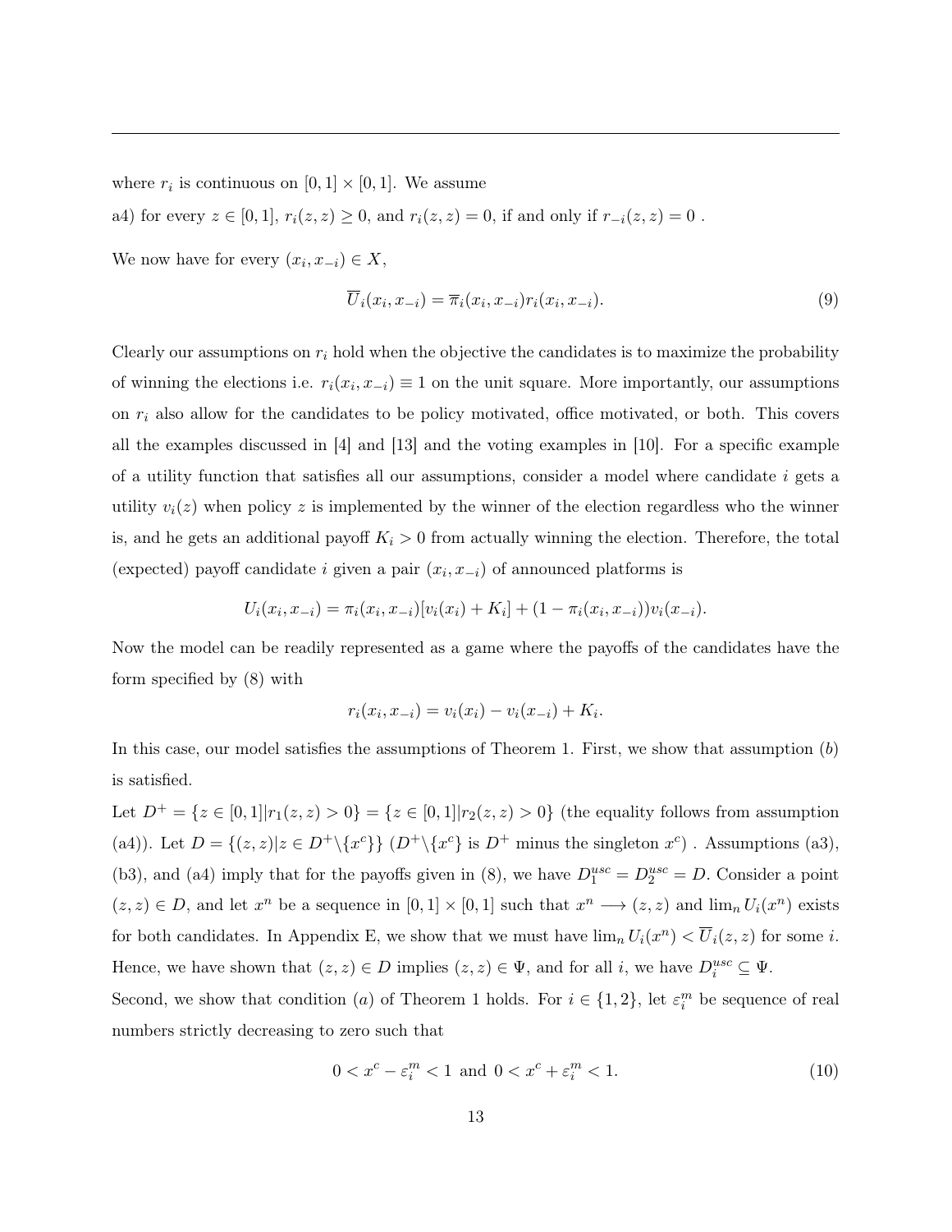where $r_i$ is continuous on $[0,1] \times [0,1]$. We assume

a4) for every $z \in [0,1]$, $r_i(z,z) \geq 0$, and $r_i(z,z) = 0$, if and only if $r_{-i}(z,z) = 0$ .

We now have for every $(x_i, x_{-i}) \in X$,

$$\overline{U}_i(x_i, x_{-i}) = \overline{\pi}_i(x_i, x_{-i}) r_i(x_i, x_{-i}). \tag{9}$$

Clearly our assumptions on $r_i$ hold when the objective the candidates is to maximize the probability of winning the elections i.e. $r_i(x_i, x_{-i}) \equiv 1$ on the unit square. More importantly, our assumptions on $r_i$ also allow for the candidates to be policy motivated, office motivated, or both. This covers all the examples discussed in [4] and [13] and the voting examples in [10]. For a specific example of a utility function that satisfies all our assumptions, consider a model where candidate $i$ gets a utility $v_i(z)$ when policy $z$ is implemented by the winner of the election regardless who the winner is, and he gets an additional payoff $K_i > 0$ from actually winning the election. Therefore, the total (expected) payoff candidate $i$ given a pair $(x_i, x_{-i})$ of announced platforms is

$$U_i(x_i, x_{-i}) = \pi_i(x_i, x_{-i})[v_i(x_i) + K_i] + (1 - \pi_i(x_i, x_{-i}))v_i(x_{-i}).$$

Now the model can be readily represented as a game where the payoffs of the candidates have the form specified by (8) with

$$r_i(x_i, x_{-i}) = v_i(x_i) - v_i(x_{-i}) + K_i.$$

In this case, our model satisfies the assumptions of Theorem 1. First, we show that assumption $(b)$ is satisfied.

Let $D^+ = \{z \in [0,1] | r_1(z,z) > 0\} = \{z \in [0,1] | r_2(z,z) > 0\}$ (the equality follows from assumption (a4)). Let $D = \{(z,z) | z \in D^+ \backslash \{x^c\}\}$ ($D^+ \backslash \{x^c\}$ is $D^+$ minus the singleton $x^c$) . Assumptions (a3), (b3), and (a4) imply that for the payoffs given in (8), we have $D_1^{usc} = D_2^{usc} = D$. Consider a point $(z,z) \in D$, and let $x^n$ be a sequence in $[0,1] \times [0,1]$ such that $x^n \longrightarrow (z,z)$ and $\lim_n U_i(x^n)$ exists for both candidates. In Appendix E, we show that we must have $\lim_n U_i(x^n) < \overline{U}_i(z,z)$ for some $i$. Hence, we have shown that $(z,z) \in D$ implies $(z,z) \in \Psi$, and for all $i$, we have $D_i^{usc} \subseteq \Psi$.

Second, we show that condition $(a)$ of Theorem 1 holds. For $i \in \{1,2\}$, let $\varepsilon_i^m$ be sequence of real numbers strictly decreasing to zero such that

$$0 < x^c - \varepsilon_i^m < 1 \text{ and } 0 < x^c + \varepsilon_i^m < 1. \tag{10}$$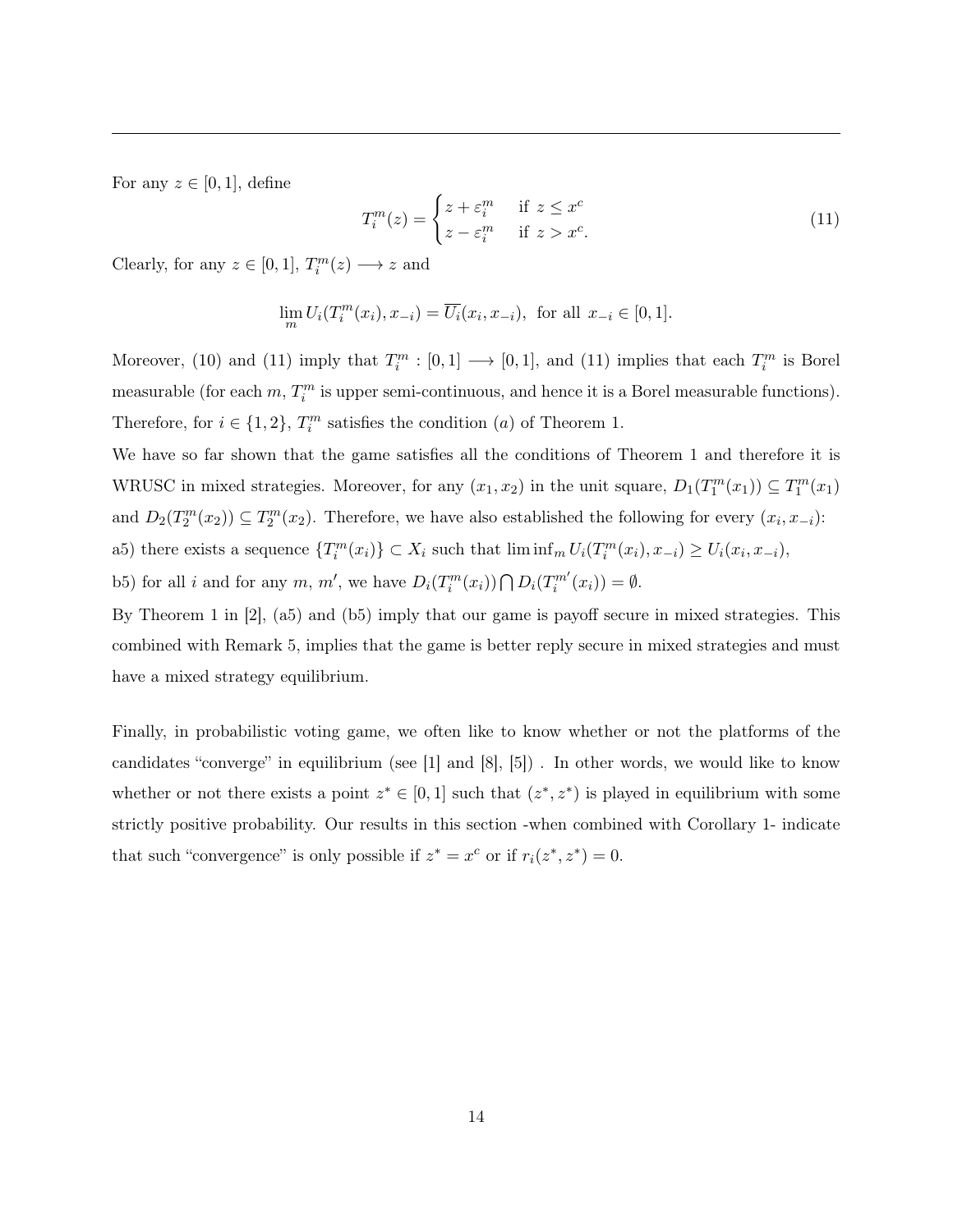For any $z \in [0,1]$, define

$$T_i^m(z) = \begin{cases} z + \varepsilon_i^m & \text{if } z \leq x^c \\ z - \varepsilon_i^m & \text{if } z > x^c. \end{cases} \tag{11}$$

Clearly, for any $z \in [0,1]$, $T_i^m(z) \longrightarrow z$ and

$$\lim_m U_i(T_i^m(x_i), x_{-i}) = \overline{U_i}(x_i, x_{-i}), \text{ for all } x_{-i} \in [0,1].$$

Moreover, (10) and (11) imply that $T_i^m : [0,1] \longrightarrow [0,1]$, and (11) implies that each $T_i^m$ is Borel measurable (for each $m$, $T_i^m$ is upper semi-continuous, and hence it is a Borel measurable functions). Therefore, for $i \in \{1,2\}$, $T_i^m$ satisfies the condition $(a)$ of Theorem 1.

We have so far shown that the game satisfies all the conditions of Theorem 1 and therefore it is WRUSC in mixed strategies. Moreover, for any $(x_1, x_2)$ in the unit square, $D_1(T_1^m(x_1)) \subseteq T_1^m(x_1)$ and $D_2(T_2^m(x_2)) \subseteq T_2^m(x_2)$. Therefore, we have also established the following for every $(x_i, x_{-i})$:

a5) there exists a sequence $\{T_i^m(x_i)\} \subset X_i$ such that $\liminf_m U_i(T_i^m(x_i), x_{-i}) \geq U_i(x_i, x_{-i})$,

b5) for all $i$ and for any $m$, $m'$, we have $D_i(T_i^m(x_i)) \bigcap D_i(T_i^{m'}(x_i)) = \emptyset$.

By Theorem 1 in [2], (a5) and (b5) imply that our game is payoff secure in mixed strategies. This combined with Remark 5, implies that the game is better reply secure in mixed strategies and must have a mixed strategy equilibrium.

Finally, in probabilistic voting game, we often like to know whether or not the platforms of the candidates "converge" in equilibrium (see [1] and [8], [5]) . In other words, we would like to know whether or not there exists a point $z^* \in [0,1]$ such that $(z^*, z^*)$ is played in equilibrium with some strictly positive probability. Our results in this section -when combined with Corollary 1- indicate that such "convergence" is only possible if $z^* = x^c$ or if $r_i(z^*, z^*) = 0$.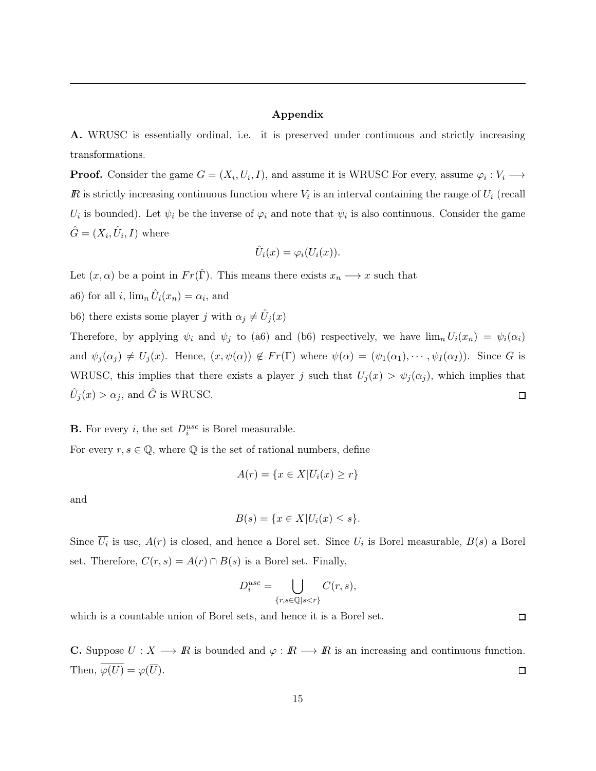## Appendix

**A.** WRUSC is essentially ordinal, i.e. it is preserved under continuous and strictly increasing transformations.

**Proof.** Consider the game $G = (X_i, U_i, I)$, and assume it is WRUSC For every, assume $\varphi_i : V_i \longrightarrow \mathbb{R}$ is strictly increasing continuous function where $V_i$ is an interval containing the range of $U_i$ (recall $U_i$ is bounded). Let $\psi_i$ be the inverse of $\varphi_i$ and note that $\psi_i$ is also continuous. Consider the game $\hat{G} = (X_i, \hat{U}_i, I)$ where

$$\hat{U}_i(x) = \varphi_i(U_i(x)).$$

Let $(x, \alpha)$ be a point in $Fr(\hat{\Gamma})$. This means there exists $x_n \longrightarrow x$ such that

a6) for all $i$, $\lim_n \hat{U}_i(x_n) = \alpha_i$, and

b6) there exists some player $j$ with $\alpha_j \neq \hat{U}_j(x)$

Therefore, by applying $\psi_i$ and $\psi_j$ to (a6) and (b6) respectively, we have $\lim_n U_i(x_n) = \psi_i(\alpha_i)$ and $\psi_j(\alpha_j) \neq U_j(x)$. Hence, $(x, \psi(\alpha)) \notin Fr(\Gamma)$ where $\psi(\alpha) = (\psi_1(\alpha_1), \cdots, \psi_I(\alpha_I))$. Since $G$ is WRUSC, this implies that there exists a player $j$ such that $U_j(x) > \psi_j(\alpha_j)$, which implies that $\hat{U}_j(x) > \alpha_j$, and $\hat{G}$ is WRUSC. □

**B.** For every $i$, the set $D_i^{usc}$ is Borel measurable.

For every $r, s \in \mathbb{Q}$, where $\mathbb{Q}$ is the set of rational numbers, define

$$A(r) = \{x \in X | \overline{U_i}(x) \geq r\}$$

and

$$B(s) = \{x \in X | U_i(x) \leq s\}.$$

Since $\overline{U_i}$ is usc, $A(r)$ is closed, and hence a Borel set. Since $U_i$ is Borel measurable, $B(s)$ a Borel set. Therefore, $C(r, s) = A(r) \cap B(s)$ is a Borel set. Finally,

$$D_i^{usc} = \bigcup_{\{r,s \in \mathbb{Q} | s < r\}} C(r, s),$$

which is a countable union of Borel sets, and hence it is a Borel set. □

**C.** Suppose $U : X \longrightarrow \mathbb{R}$ is bounded and $\varphi : \mathbb{R} \longrightarrow \mathbb{R}$ is an increasing and continuous function. Then, $\overline{\varphi(U)} = \varphi(\overline{U})$. □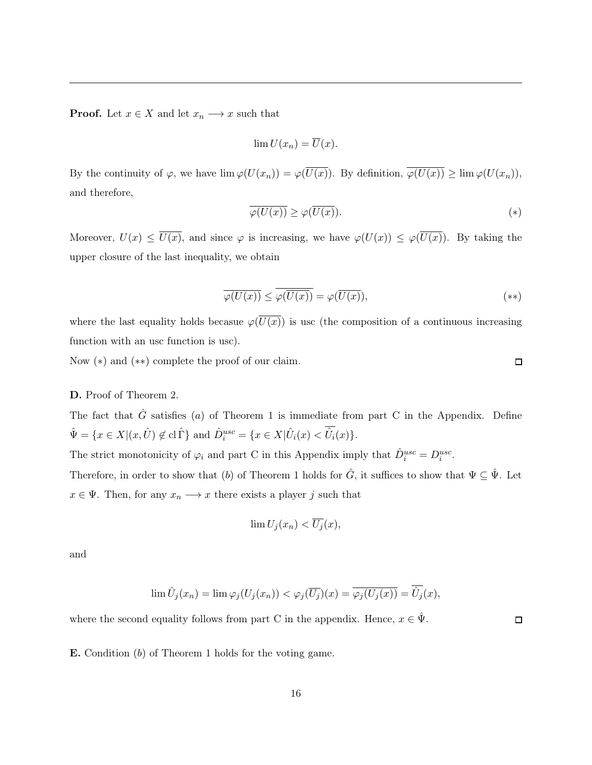**Proof.** Let $x \in X$ and let $x_n \longrightarrow x$ such that

$$\lim U(x_n) = \overline{U}(x).$$

By the continuity of $\varphi$, we have $\lim \varphi(U(x_n)) = \varphi(\overline{U(x)})$. By definition, $\overline{\varphi(U(x))} \geq \lim \varphi(U(x_n))$, and therefore,

$$\overline{\varphi(U(x))} \geq \varphi(\overline{U(x)}). \qquad (*)$$

Moreover, $U(x) \leq \overline{U(x)}$, and since $\varphi$ is increasing, we have $\varphi(U(x)) \leq \varphi(\overline{U(x)})$. By taking the upper closure of the last inequality, we obtain

$$\overline{\varphi(U(x))} \leq \overline{\varphi(\overline{U(x)})} = \varphi(\overline{U(x)}), \qquad (**)$$

where the last equality holds becasue $\varphi(\overline{U(x)})$ is usc (the composition of a continuous increasing function with an usc function is usc).

Now $(*)$ and $(**)$ complete the proof of our claim. □

**D.** Proof of Theorem 2.

The fact that $\hat{G}$ satisfies $(a)$ of Theorem 1 is immediate from part C in the Appendix. Define $\hat{\Psi} = \{x \in X | (x, \hat{U}) \notin \operatorname{cl} \hat{\Gamma}\}$ and $\hat{D}_i^{usc} = \{x \in X | \hat{U}_i(x) < \overline{\hat{U}_i}(x)\}$.

The strict monotonicity of $\varphi_i$ and part C in this Appendix imply that $\hat{D}_i^{usc} = D_i^{usc}$.

Therefore, in order to show that $(b)$ of Theorem 1 holds for $\hat{G}$, it suffices to show that $\Psi \subseteq \hat{\Psi}$. Let $x \in \Psi$. Then, for any $x_n \longrightarrow x$ there exists a player $j$ such that

$$\lim U_j(x_n) < \overline{U_j}(x),$$

and

$$\lim \hat{U}_j(x_n) = \lim \varphi_j(U_j(x_n)) < \varphi_j(\overline{U_j})(x) = \overline{\varphi_j(U_j(x))} = \overline{\hat{U}_j}(x),$$

where the second equality follows from part C in the appendix. Hence, $x \in \hat{\Psi}$. □

**E.** Condition $(b)$ of Theorem 1 holds for the voting game.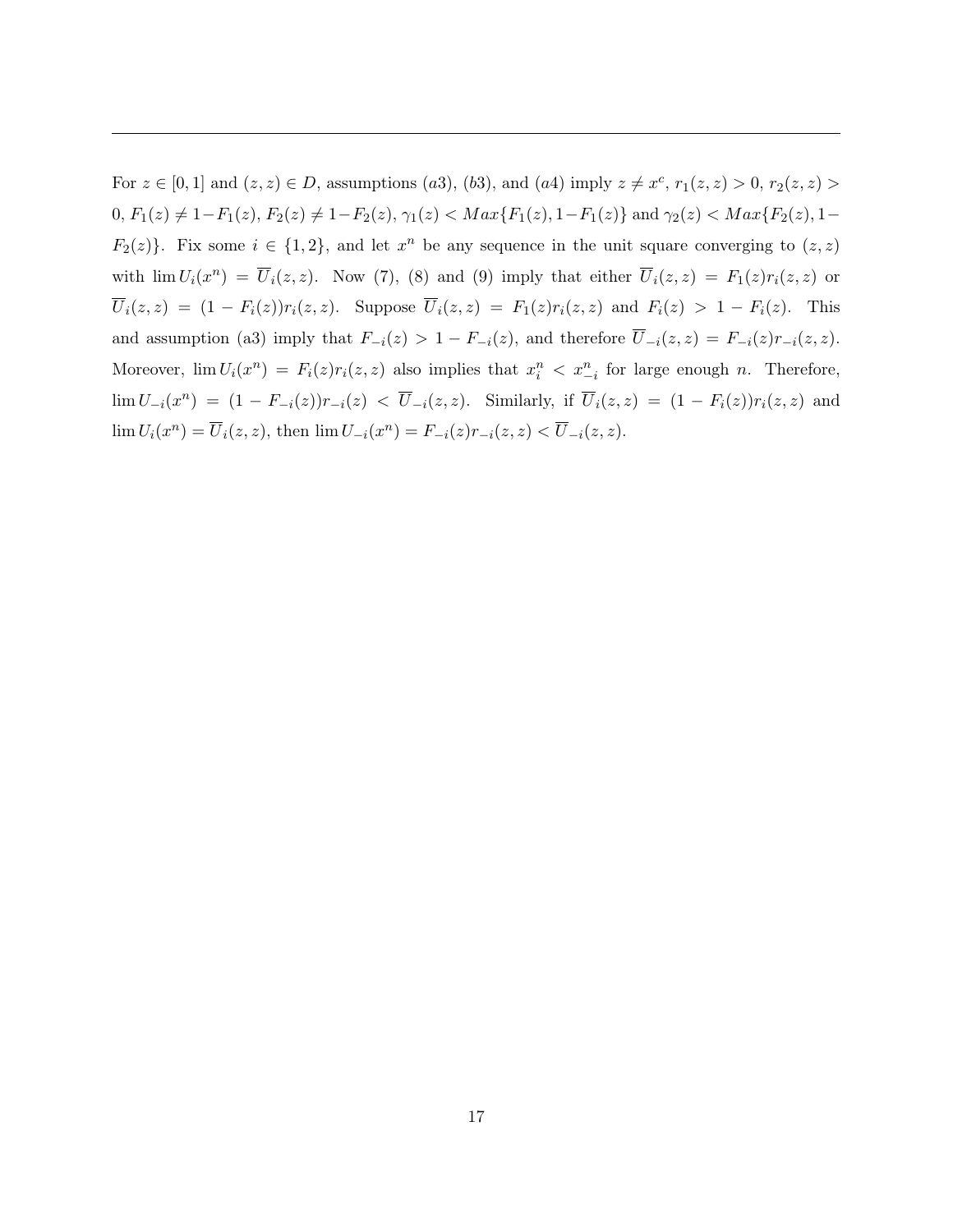For $z \in [0,1]$ and $(z,z) \in D$, assumptions $(a3)$, $(b3)$, and $(a4)$ imply $z \neq x^c$, $r_1(z,z) > 0$, $r_2(z,z) > 0$, $F_1(z) \neq 1 - F_1(z)$, $F_2(z) \neq 1 - F_2(z)$, $\gamma_1(z) < Max\{F_1(z), 1 - F_1(z)\}$ and $\gamma_2(z) < Max\{F_2(z), 1 - F_2(z)\}$. Fix some $i \in \{1,2\}$, and let $x^n$ be any sequence in the unit square converging to $(z,z)$ with $\lim U_i(x^n) = \overline{U}_i(z,z)$. Now (7), (8) and (9) imply that either $\overline{U}_i(z,z) = F_1(z) r_i(z,z)$ or $\overline{U}_i(z,z) = (1 - F_i(z)) r_i(z,z)$. Suppose $\overline{U}_i(z,z) = F_1(z) r_i(z,z)$ and $F_i(z) > 1 - F_i(z)$. This and assumption (a3) imply that $F_{-i}(z) > 1 - F_{-i}(z)$, and therefore $\overline{U}_{-i}(z,z) = F_{-i}(z) r_{-i}(z,z)$. Moreover, $\lim U_i(x^n) = F_i(z) r_i(z,z)$ also implies that $x_i^n < x_{-i}^n$ for large enough $n$. Therefore, $\lim U_{-i}(x^n) = (1 - F_{-i}(z)) r_{-i}(z) < \overline{U}_{-i}(z,z)$. Similarly, if $\overline{U}_i(z,z) = (1 - F_i(z)) r_i(z,z)$ and $\lim U_i(x^n) = \overline{U}_i(z,z)$, then $\lim U_{-i}(x^n) = F_{-i}(z) r_{-i}(z,z) < \overline{U}_{-i}(z,z)$.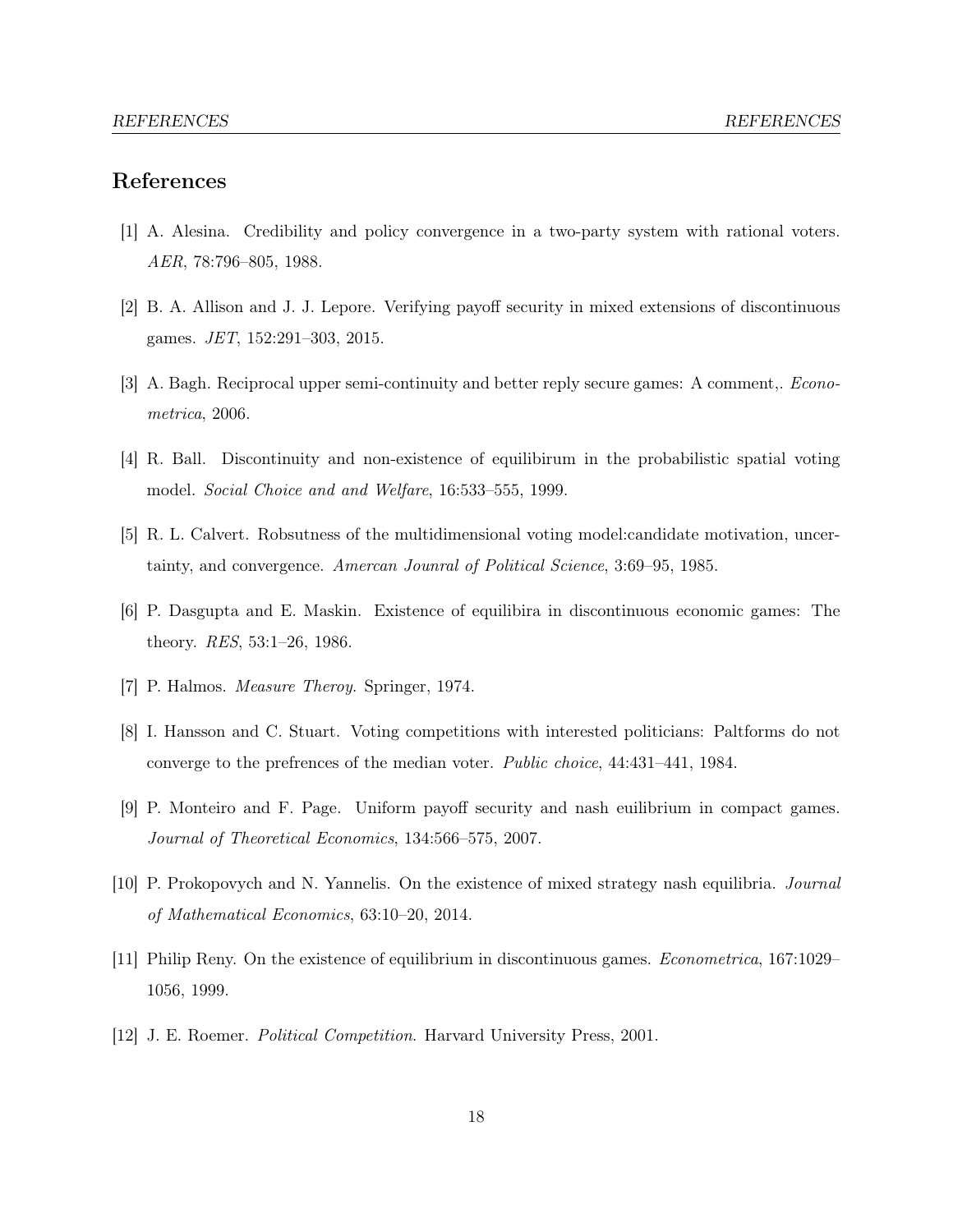# References

[1] A. Alesina. Credibility and policy convergence in a two-party system with rational voters. *AER*, 78:796–805, 1988.

[2] B. A. Allison and J. J. Lepore. Verifying payoff security in mixed extensions of discontinuous games. *JET*, 152:291–303, 2015.

[3] A. Bagh. Reciprocal upper semi-continuity and better reply secure games: A comment,. *Econometrica*, 2006.

[4] R. Ball. Discontinuity and non-existence of equilibirum in the probabilistic spatial voting model. *Social Choice and and Welfare*, 16:533–555, 1999.

[5] R. L. Calvert. Robsutness of the multidimensional voting model:candidate motivation, uncertainty, and convergence. *Amercan Jounral of Political Science*, 3:69–95, 1985.

[6] P. Dasgupta and E. Maskin. Existence of equilibira in discontinuous economic games: The theory. *RES*, 53:1–26, 1986.

[7] P. Halmos. *Measure Theroy*. Springer, 1974.

[8] I. Hansson and C. Stuart. Voting competitions with interested politicians: Paltforms do not converge to the prefrences of the median voter. *Public choice*, 44:431–441, 1984.

[9] P. Monteiro and F. Page. Uniform payoff security and nash euilibrium in compact games. *Journal of Theoretical Economics*, 134:566–575, 2007.

[10] P. Prokopovych and N. Yannelis. On the existence of mixed strategy nash equilibria. *Journal of Mathematical Economics*, 63:10–20, 2014.

[11] Philip Reny. On the existence of equilibrium in discontinuous games. *Econometrica*, 167:1029–1056, 1999.

[12] J. E. Roemer. *Political Competition*. Harvard University Press, 2001.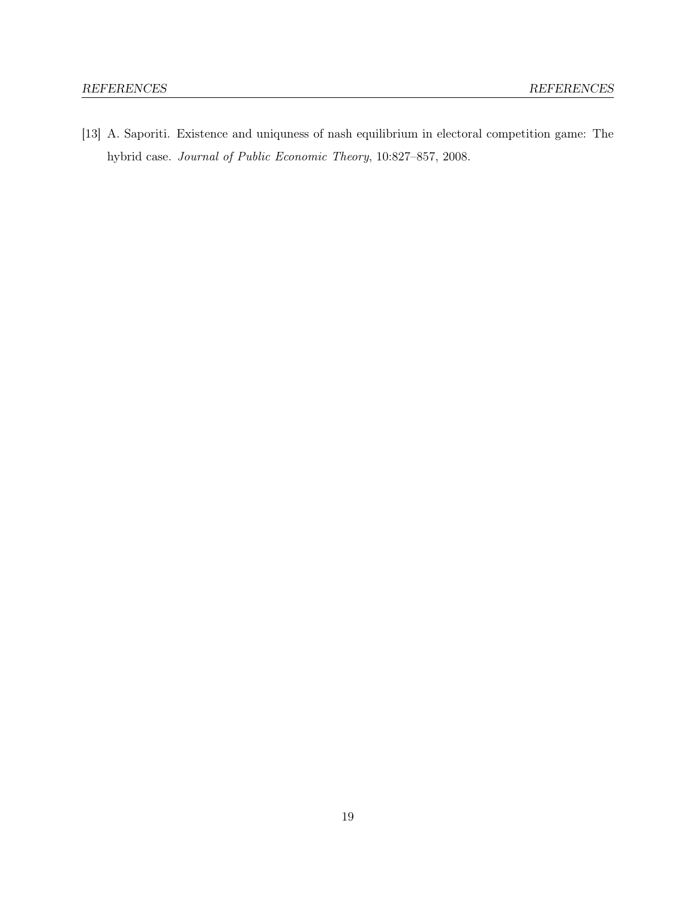[13] A. Saporiti. Existence and uniquness of nash equilibrium in electoral competition game: The hybrid case. *Journal of Public Economic Theory*, 10:827–857, 2008.